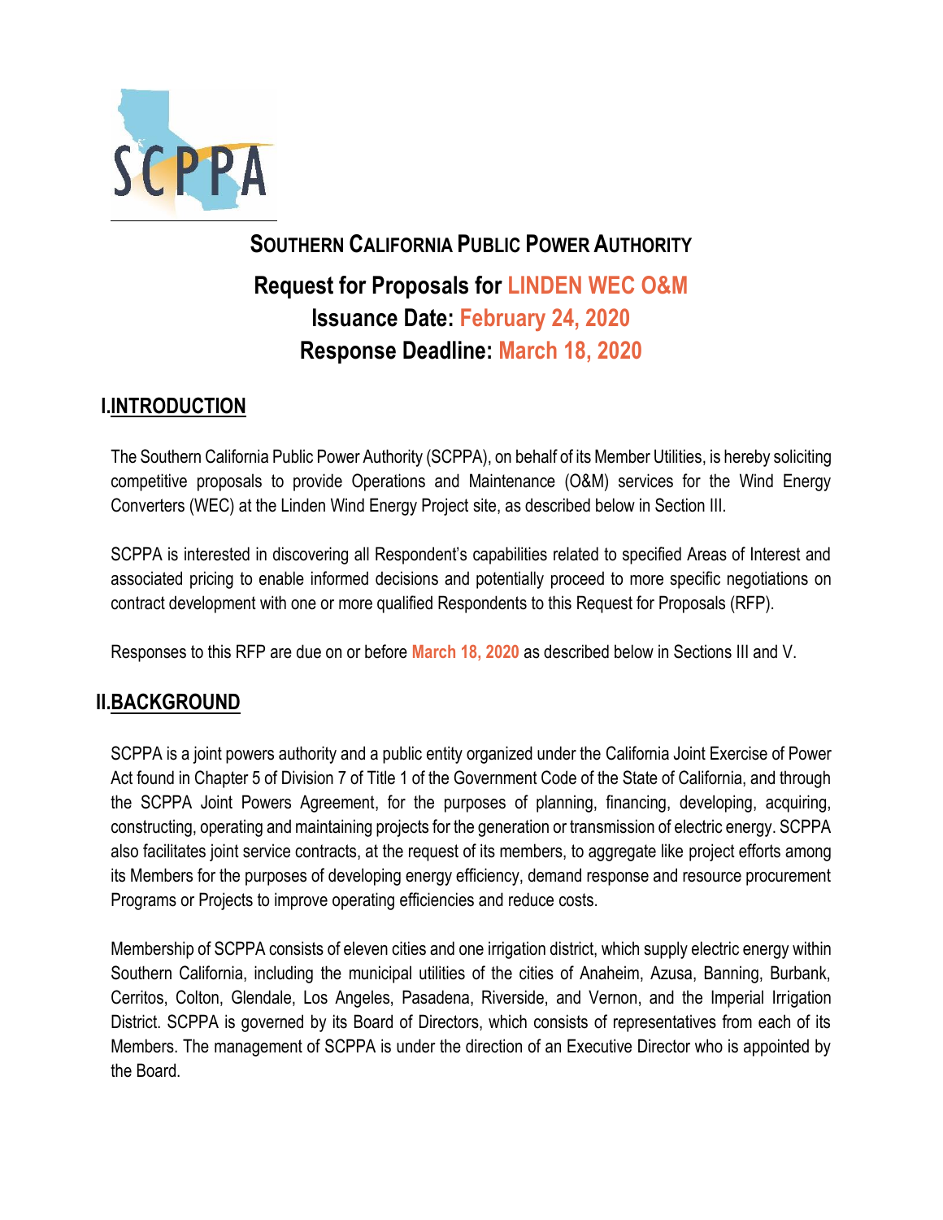SCPPA

# SOUTHERN CALIFORNIA PUBLIC POWER AUTHORITY

## Request for Proposals for LINDEN WEC O&M
## Issuance Date: February 24, 2020
## Response Deadline: March 18, 2020

## I. INTRODUCTION

The Southern California Public Power Authority (SCPPA), on behalf of its Member Utilities, is hereby soliciting competitive proposals to provide Operations and Maintenance (O&M) services for the Wind Energy Converters (WEC) at the Linden Wind Energy Project site, as described below in Section III.

SCPPA is interested in discovering all Respondent's capabilities related to specified Areas of Interest and associated pricing to enable informed decisions and potentially proceed to more specific negotiations on contract development with one or more qualified Respondents to this Request for Proposals (RFP).

Responses to this RFP are due on or before **March 18, 2020** as described below in Sections III and V.

## II. BACKGROUND

SCPPA is a joint powers authority and a public entity organized under the California Joint Exercise of Power Act found in Chapter 5 of Division 7 of Title 1 of the Government Code of the State of California, and through the SCPPA Joint Powers Agreement, for the purposes of planning, financing, developing, acquiring, constructing, operating and maintaining projects for the generation or transmission of electric energy. SCPPA also facilitates joint service contracts, at the request of its members, to aggregate like project efforts among its Members for the purposes of developing energy efficiency, demand response and resource procurement Programs or Projects to improve operating efficiencies and reduce costs.

Membership of SCPPA consists of eleven cities and one irrigation district, which supply electric energy within Southern California, including the municipal utilities of the cities of Anaheim, Azusa, Banning, Burbank, Cerritos, Colton, Glendale, Los Angeles, Pasadena, Riverside, and Vernon, and the Imperial Irrigation District. SCPPA is governed by its Board of Directors, which consists of representatives from each of its Members. The management of SCPPA is under the direction of an Executive Director who is appointed by the Board.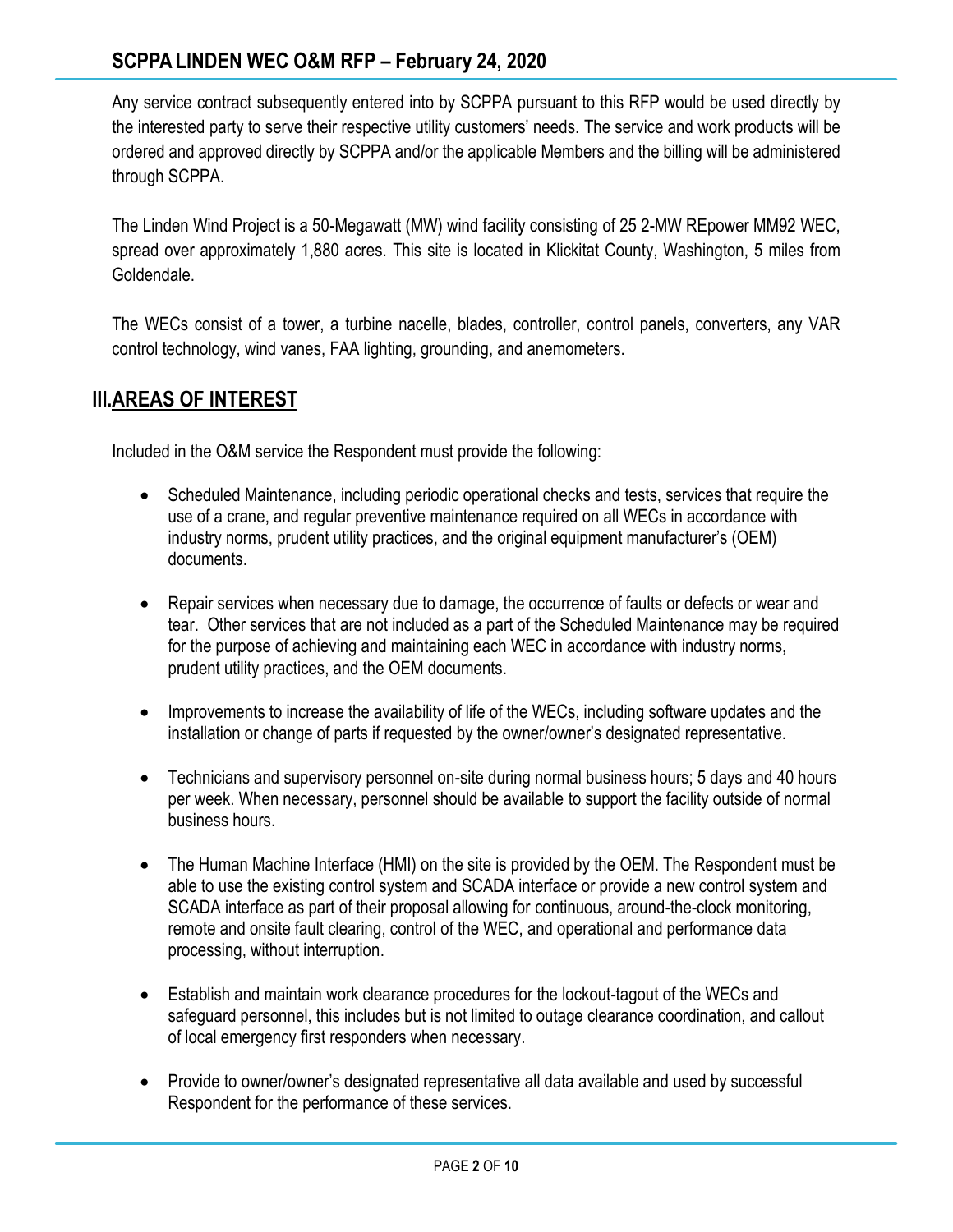Any service contract subsequently entered into by SCPPA pursuant to this RFP would be used directly by the interested party to serve their respective utility customers' needs. The service and work products will be ordered and approved directly by SCPPA and/or the applicable Members and the billing will be administered through SCPPA.

The Linden Wind Project is a 50-Megawatt (MW) wind facility consisting of 25 2-MW REpower MM92 WEC, spread over approximately 1,880 acres. This site is located in Klickitat County, Washington, 5 miles from Goldendale.

The WECs consist of a tower, a turbine nacelle, blades, controller, control panels, converters, any VAR control technology, wind vanes, FAA lighting, grounding, and anemometers.

## III. AREAS OF INTEREST

Included in the O&M service the Respondent must provide the following:

- Scheduled Maintenance, including periodic operational checks and tests, services that require the use of a crane, and regular preventive maintenance required on all WECs in accordance with industry norms, prudent utility practices, and the original equipment manufacturer's (OEM) documents.
- Repair services when necessary due to damage, the occurrence of faults or defects or wear and tear. Other services that are not included as a part of the Scheduled Maintenance may be required for the purpose of achieving and maintaining each WEC in accordance with industry norms, prudent utility practices, and the OEM documents.
- Improvements to increase the availability of life of the WECs, including software updates and the installation or change of parts if requested by the owner/owner's designated representative.
- Technicians and supervisory personnel on-site during normal business hours; 5 days and 40 hours per week. When necessary, personnel should be available to support the facility outside of normal business hours.
- The Human Machine Interface (HMI) on the site is provided by the OEM. The Respondent must be able to use the existing control system and SCADA interface or provide a new control system and SCADA interface as part of their proposal allowing for continuous, around-the-clock monitoring, remote and onsite fault clearing, control of the WEC, and operational and performance data processing, without interruption.
- Establish and maintain work clearance procedures for the lockout-tagout of the WECs and safeguard personnel, this includes but is not limited to outage clearance coordination, and callout of local emergency first responders when necessary.
- Provide to owner/owner's designated representative all data available and used by successful Respondent for the performance of these services.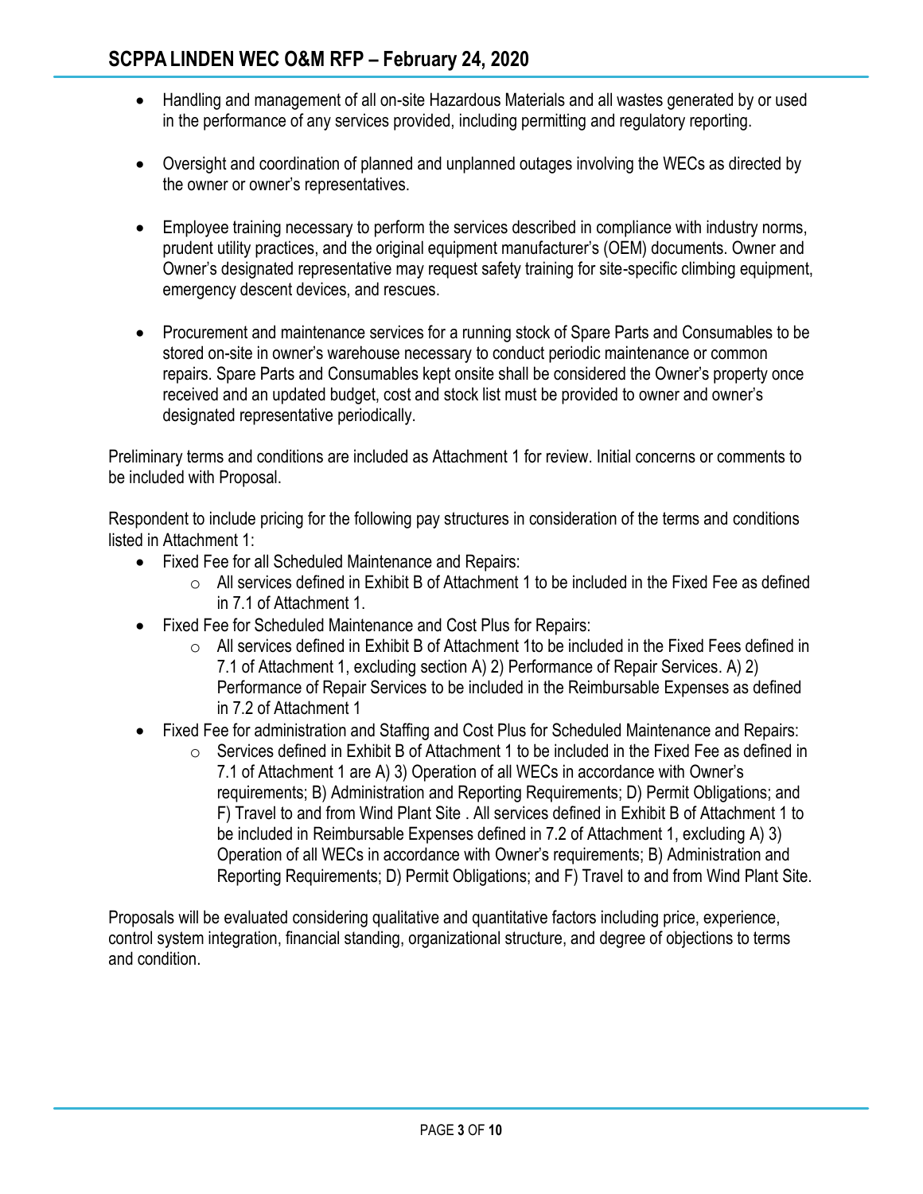- Handling and management of all on-site Hazardous Materials and all wastes generated by or used in the performance of any services provided, including permitting and regulatory reporting.

- Oversight and coordination of planned and unplanned outages involving the WECs as directed by the owner or owner's representatives.

- Employee training necessary to perform the services described in compliance with industry norms, prudent utility practices, and the original equipment manufacturer's (OEM) documents. Owner and Owner's designated representative may request safety training for site-specific climbing equipment, emergency descent devices, and rescues.

- Procurement and maintenance services for a running stock of Spare Parts and Consumables to be stored on-site in owner's warehouse necessary to conduct periodic maintenance or common repairs. Spare Parts and Consumables kept onsite shall be considered the Owner's property once received and an updated budget, cost and stock list must be provided to owner and owner's designated representative periodically.

Preliminary terms and conditions are included as Attachment 1 for review. Initial concerns or comments to be included with Proposal.

Respondent to include pricing for the following pay structures in consideration of the terms and conditions listed in Attachment 1:

- Fixed Fee for all Scheduled Maintenance and Repairs:
  - All services defined in Exhibit B of Attachment 1 to be included in the Fixed Fee as defined in 7.1 of Attachment 1.
- Fixed Fee for Scheduled Maintenance and Cost Plus for Repairs:
  - All services defined in Exhibit B of Attachment 1to be included in the Fixed Fees defined in 7.1 of Attachment 1, excluding section A) 2) Performance of Repair Services. A) 2) Performance of Repair Services to be included in the Reimbursable Expenses as defined in 7.2 of Attachment 1
- Fixed Fee for administration and Staffing and Cost Plus for Scheduled Maintenance and Repairs:
  - Services defined in Exhibit B of Attachment 1 to be included in the Fixed Fee as defined in 7.1 of Attachment 1 are A) 3) Operation of all WECs in accordance with Owner's requirements; B) Administration and Reporting Requirements; D) Permit Obligations; and F) Travel to and from Wind Plant Site . All services defined in Exhibit B of Attachment 1 to be included in Reimbursable Expenses defined in 7.2 of Attachment 1, excluding A) 3) Operation of all WECs in accordance with Owner's requirements; B) Administration and Reporting Requirements; D) Permit Obligations; and F) Travel to and from Wind Plant Site.

Proposals will be evaluated considering qualitative and quantitative factors including price, experience, control system integration, financial standing, organizational structure, and degree of objections to terms and condition.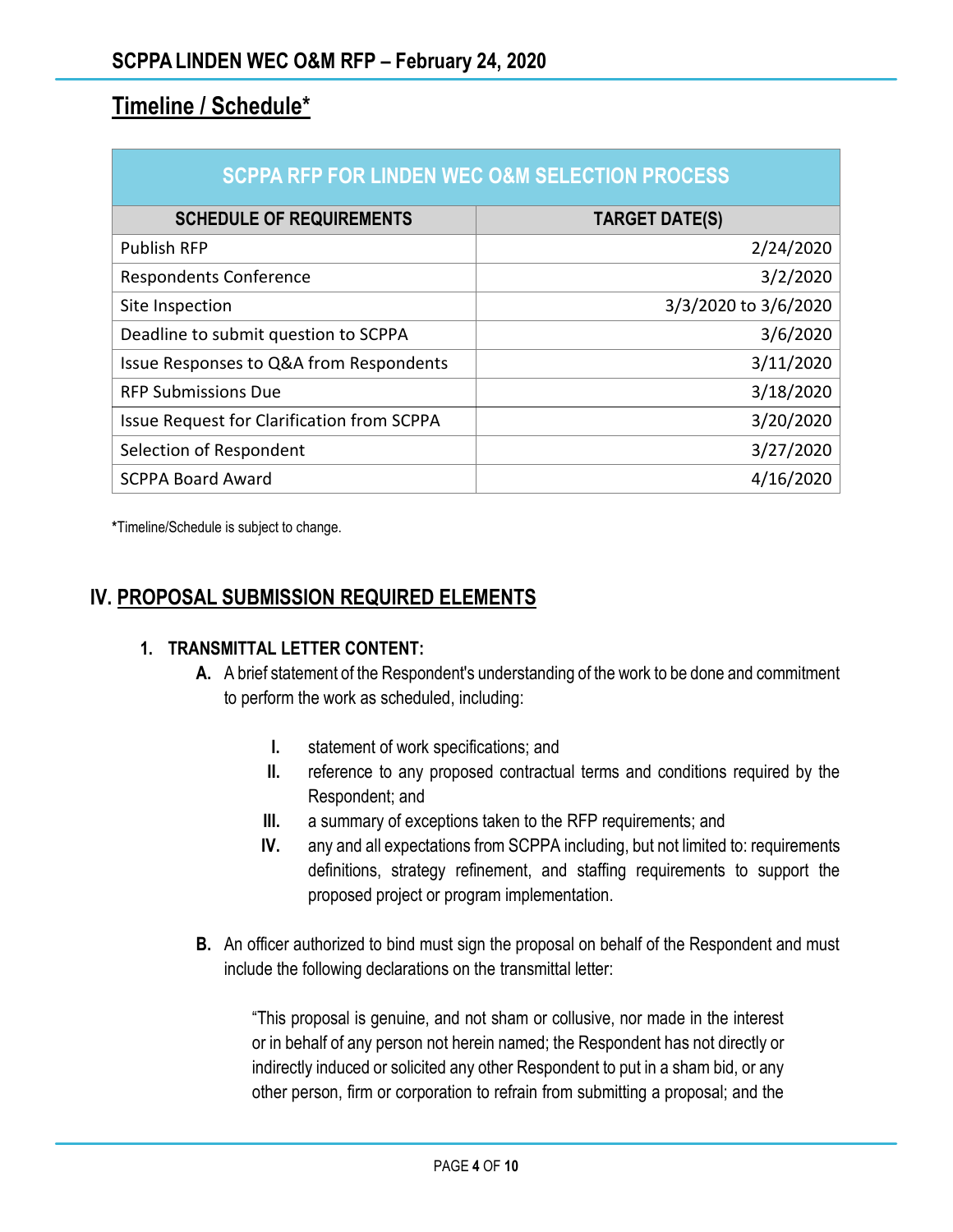## Timeline / Schedule*

| SCPPA RFP FOR LINDEN WEC O&M SELECTION PROCESS | |
|---|---|
| **SCHEDULE OF REQUIREMENTS** | **TARGET DATE(S)** |
| Publish RFP | 2/24/2020 |
| Respondents Conference | 3/2/2020 |
| Site Inspection | 3/3/2020 to 3/6/2020 |
| Deadline to submit question to SCPPA | 3/6/2020 |
| Issue Responses to Q&A from Respondents | 3/11/2020 |
| RFP Submissions Due | 3/18/2020 |
| Issue Request for Clarification from SCPPA | 3/20/2020 |
| Selection of Respondent | 3/27/2020 |
| SCPPA Board Award | 4/16/2020 |

***Timeline/Schedule is subject to change.**

## IV. PROPOSAL SUBMISSION REQUIRED ELEMENTS

### 1. TRANSMITTAL LETTER CONTENT:

**A.** A brief statement of the Respondent's understanding of the work to be done and commitment to perform the work as scheduled, including:

- **I.** statement of work specifications; and
- **II.** reference to any proposed contractual terms and conditions required by the Respondent; and
- **III.** a summary of exceptions taken to the RFP requirements; and
- **IV.** any and all expectations from SCPPA including, but not limited to: requirements definitions, strategy refinement, and staffing requirements to support the proposed project or program implementation.

**B.** An officer authorized to bind must sign the proposal on behalf of the Respondent and must include the following declarations on the transmittal letter:

"This proposal is genuine, and not sham or collusive, nor made in the interest or in behalf of any person not herein named; the Respondent has not directly or indirectly induced or solicited any other Respondent to put in a sham bid, or any other person, firm or corporation to refrain from submitting a proposal; and the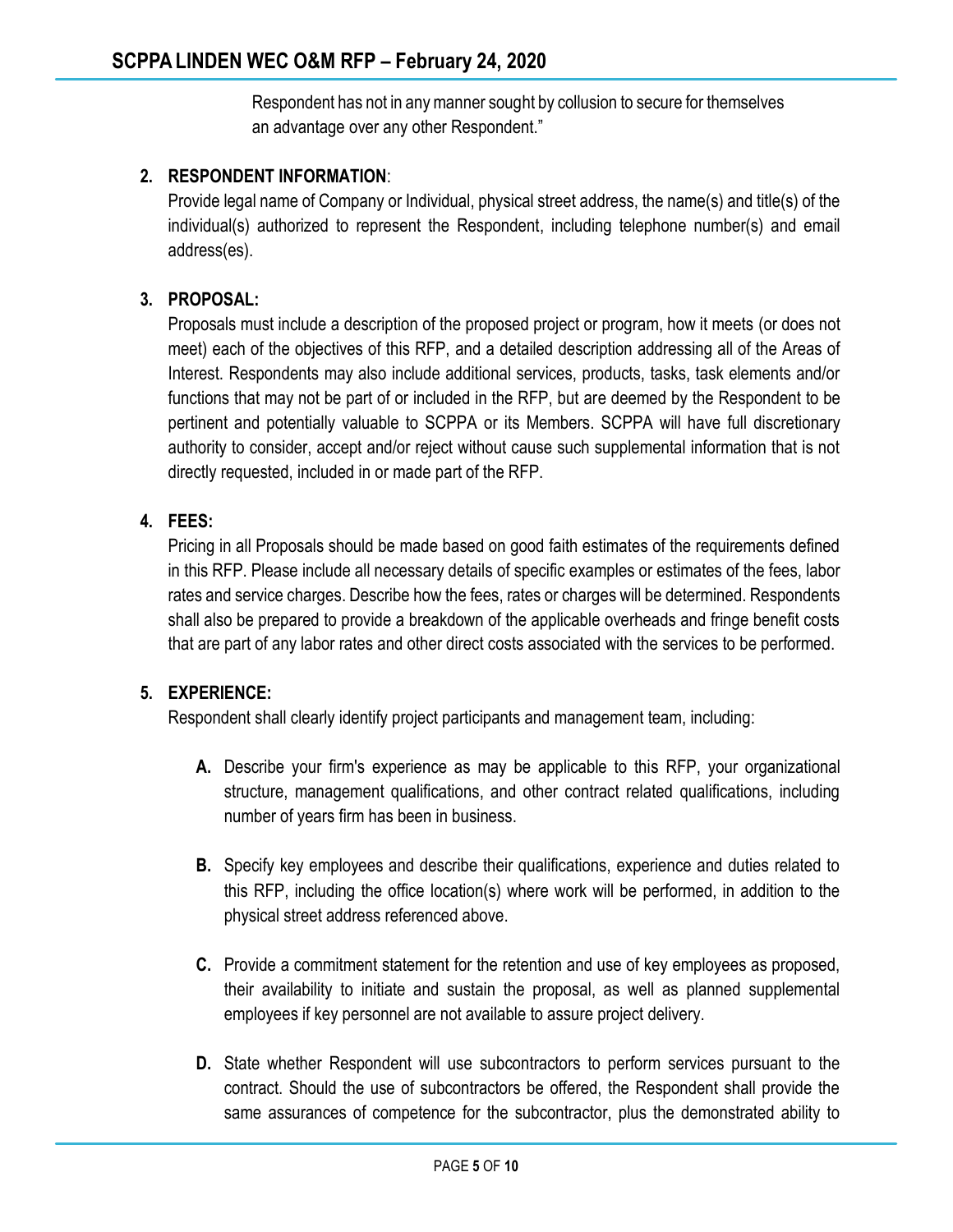Respondent has not in any manner sought by collusion to secure for themselves an advantage over any other Respondent."

2. **RESPONDENT INFORMATION**:
   Provide legal name of Company or Individual, physical street address, the name(s) and title(s) of the individual(s) authorized to represent the Respondent, including telephone number(s) and email address(es).

3. **PROPOSAL:**
   Proposals must include a description of the proposed project or program, how it meets (or does not meet) each of the objectives of this RFP, and a detailed description addressing all of the Areas of Interest. Respondents may also include additional services, products, tasks, task elements and/or functions that may not be part of or included in the RFP, but are deemed by the Respondent to be pertinent and potentially valuable to SCPPA or its Members. SCPPA will have full discretionary authority to consider, accept and/or reject without cause such supplemental information that is not directly requested, included in or made part of the RFP.

4. **FEES:**
   Pricing in all Proposals should be made based on good faith estimates of the requirements defined in this RFP. Please include all necessary details of specific examples or estimates of the fees, labor rates and service charges. Describe how the fees, rates or charges will be determined. Respondents shall also be prepared to provide a breakdown of the applicable overheads and fringe benefit costs that are part of any labor rates and other direct costs associated with the services to be performed.

5. **EXPERIENCE:**
   Respondent shall clearly identify project participants and management team, including:

   **A.** Describe your firm's experience as may be applicable to this RFP, your organizational structure, management qualifications, and other contract related qualifications, including number of years firm has been in business.

   **B.** Specify key employees and describe their qualifications, experience and duties related to this RFP, including the office location(s) where work will be performed, in addition to the physical street address referenced above.

   **C.** Provide a commitment statement for the retention and use of key employees as proposed, their availability to initiate and sustain the proposal, as well as planned supplemental employees if key personnel are not available to assure project delivery.

   **D.** State whether Respondent will use subcontractors to perform services pursuant to the contract. Should the use of subcontractors be offered, the Respondent shall provide the same assurances of competence for the subcontractor, plus the demonstrated ability to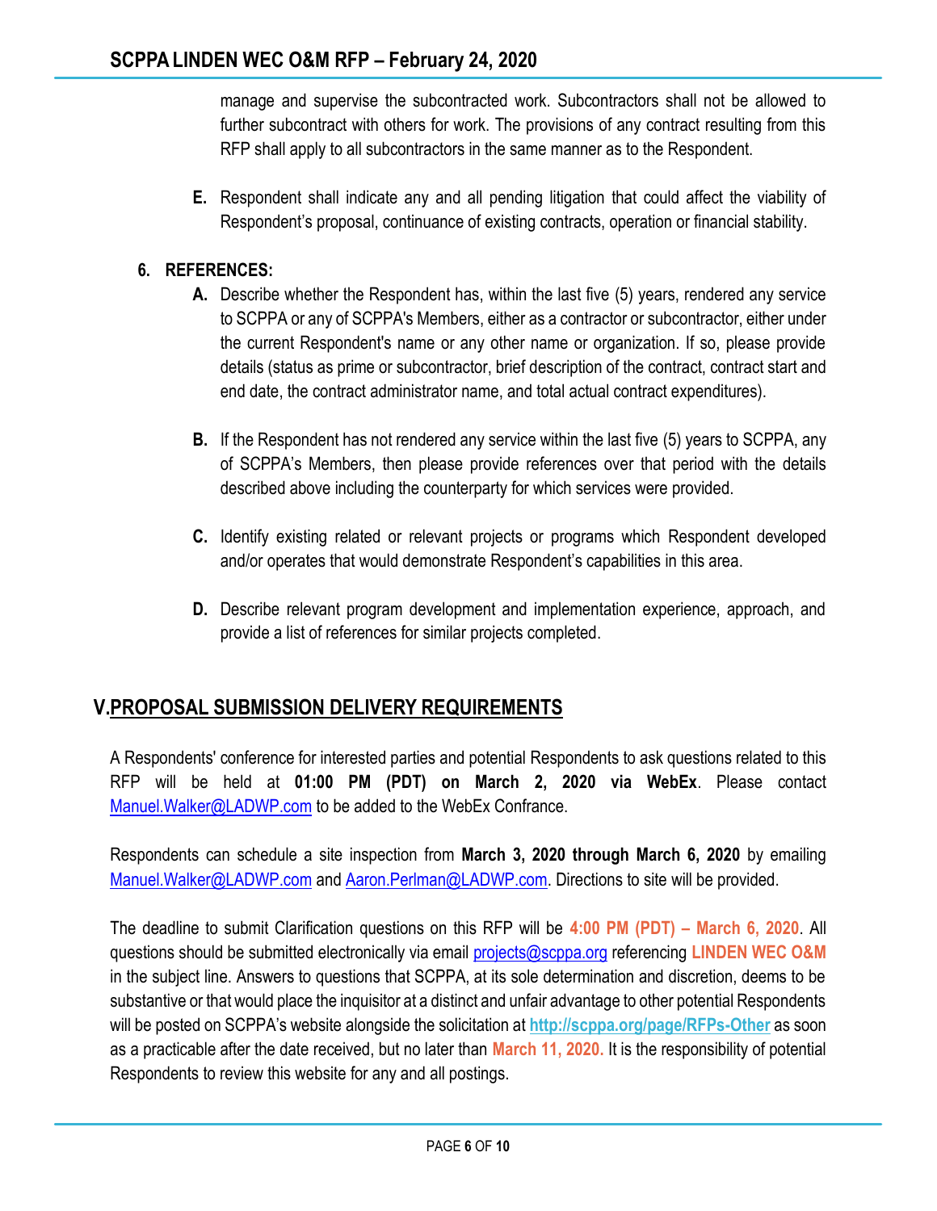manage and supervise the subcontracted work. Subcontractors shall not be allowed to further subcontract with others for work. The provisions of any contract resulting from this RFP shall apply to all subcontractors in the same manner as to the Respondent.

**E.** Respondent shall indicate any and all pending litigation that could affect the viability of Respondent's proposal, continuance of existing contracts, operation or financial stability.

**6. REFERENCES:**

**A.** Describe whether the Respondent has, within the last five (5) years, rendered any service to SCPPA or any of SCPPA's Members, either as a contractor or subcontractor, either under the current Respondent's name or any other name or organization. If so, please provide details (status as prime or subcontractor, brief description of the contract, contract start and end date, the contract administrator name, and total actual contract expenditures).

**B.** If the Respondent has not rendered any service within the last five (5) years to SCPPA, any of SCPPA's Members, then please provide references over that period with the details described above including the counterparty for which services were provided.

**C.** Identify existing related or relevant projects or programs which Respondent developed and/or operates that would demonstrate Respondent's capabilities in this area.

**D.** Describe relevant program development and implementation experience, approach, and provide a list of references for similar projects completed.

## V. PROPOSAL SUBMISSION DELIVERY REQUIREMENTS

A Respondents' conference for interested parties and potential Respondents to ask questions related to this RFP will be held at **01:00 PM (PDT) on March 2, 2020 via WebEx**. Please contact Manuel.Walker@LADWP.com to be added to the WebEx Confrance.

Respondents can schedule a site inspection from **March 3, 2020 through March 6, 2020** by emailing Manuel.Walker@LADWP.com and Aaron.Perlman@LADWP.com. Directions to site will be provided.

The deadline to submit Clarification questions on this RFP will be **4:00 PM (PDT) – March 6, 2020**. All questions should be submitted electronically via email projects@scppa.org referencing **LINDEN WEC O&M** in the subject line. Answers to questions that SCPPA, at its sole determination and discretion, deems to be substantive or that would place the inquisitor at a distinct and unfair advantage to other potential Respondents will be posted on SCPPA's website alongside the solicitation at **http://scppa.org/page/RFPs-Other** as soon as a practicable after the date received, but no later than **March 11, 2020.** It is the responsibility of potential Respondents to review this website for any and all postings.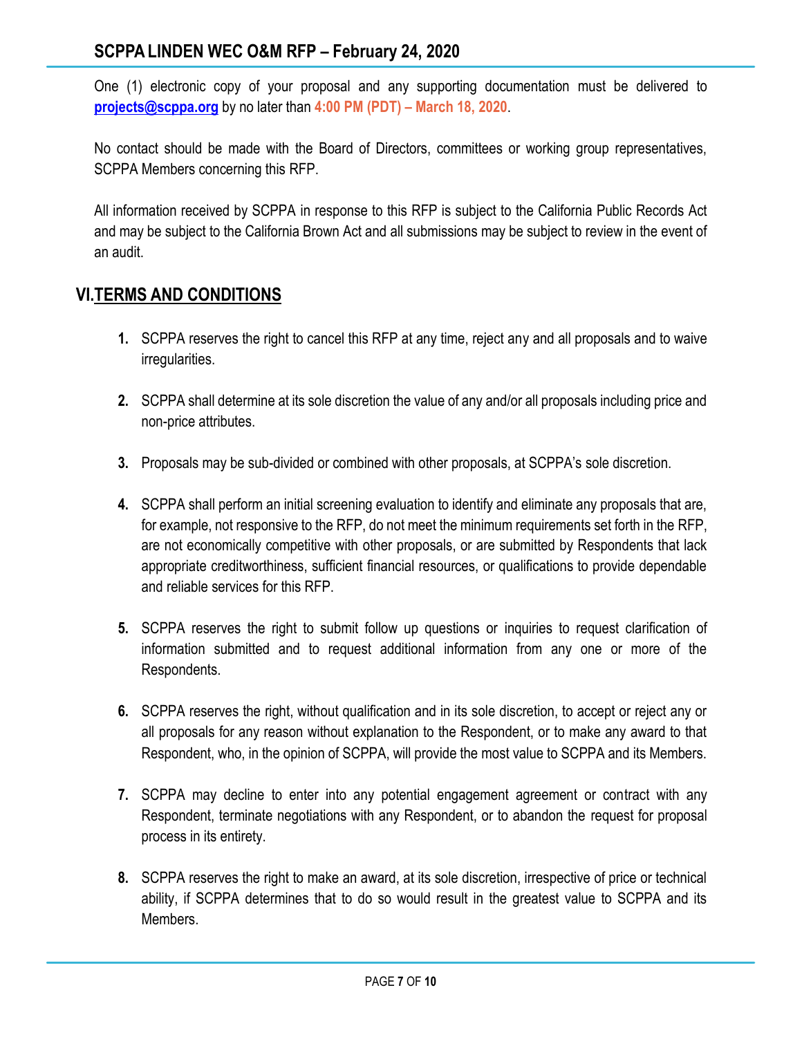One (1) electronic copy of your proposal and any supporting documentation must be delivered to **projects@scppa.org** by no later than **4:00 PM (PDT) – March 18, 2020**.

No contact should be made with the Board of Directors, committees or working group representatives, SCPPA Members concerning this RFP.

All information received by SCPPA in response to this RFP is subject to the California Public Records Act and may be subject to the California Brown Act and all submissions may be subject to review in the event of an audit.

## VI. TERMS AND CONDITIONS

1. SCPPA reserves the right to cancel this RFP at any time, reject any and all proposals and to waive irregularities.

2. SCPPA shall determine at its sole discretion the value of any and/or all proposals including price and non-price attributes.

3. Proposals may be sub-divided or combined with other proposals, at SCPPA's sole discretion.

4. SCPPA shall perform an initial screening evaluation to identify and eliminate any proposals that are, for example, not responsive to the RFP, do not meet the minimum requirements set forth in the RFP, are not economically competitive with other proposals, or are submitted by Respondents that lack appropriate creditworthiness, sufficient financial resources, or qualifications to provide dependable and reliable services for this RFP.

5. SCPPA reserves the right to submit follow up questions or inquiries to request clarification of information submitted and to request additional information from any one or more of the Respondents.

6. SCPPA reserves the right, without qualification and in its sole discretion, to accept or reject any or all proposals for any reason without explanation to the Respondent, or to make any award to that Respondent, who, in the opinion of SCPPA, will provide the most value to SCPPA and its Members.

7. SCPPA may decline to enter into any potential engagement agreement or contract with any Respondent, terminate negotiations with any Respondent, or to abandon the request for proposal process in its entirety.

8. SCPPA reserves the right to make an award, at its sole discretion, irrespective of price or technical ability, if SCPPA determines that to do so would result in the greatest value to SCPPA and its Members.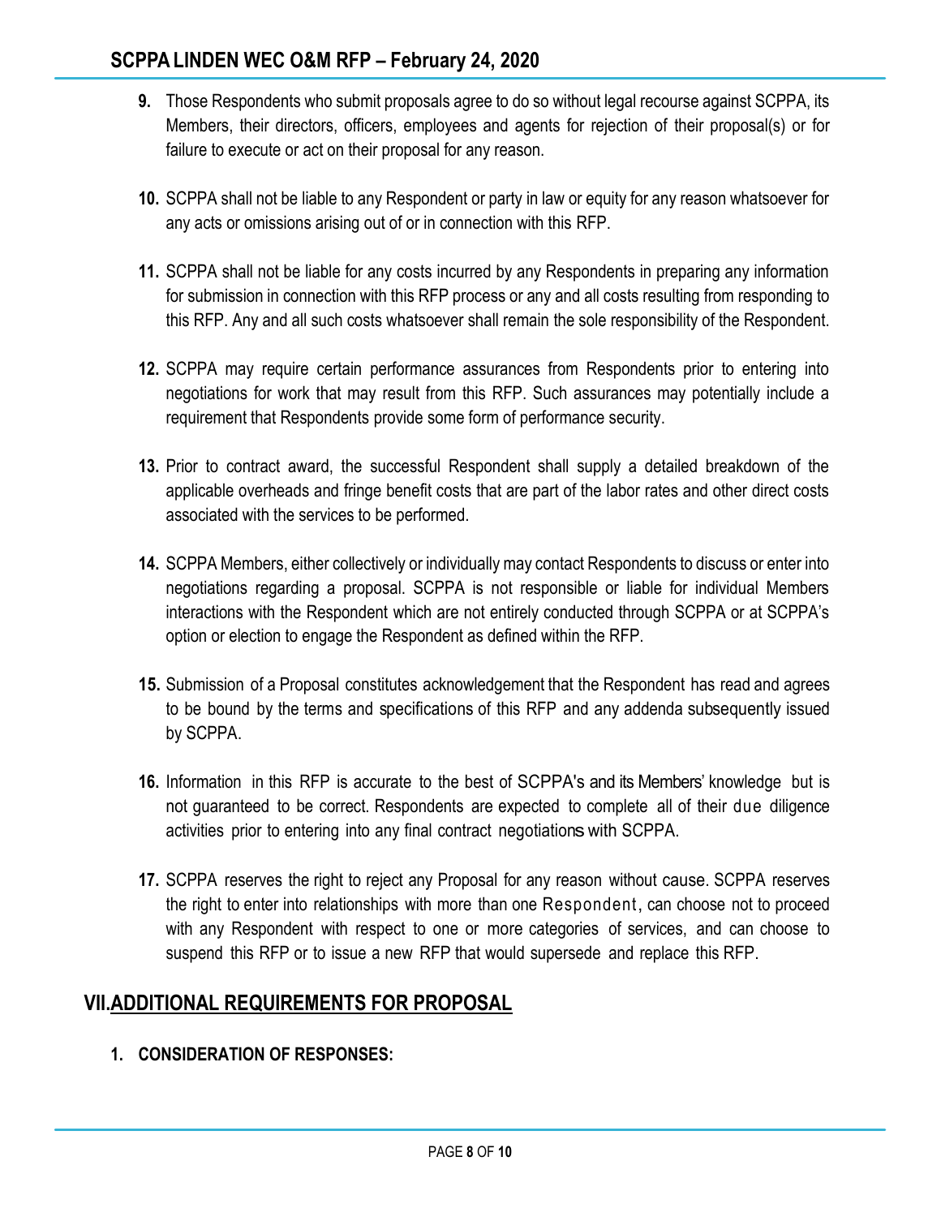9. Those Respondents who submit proposals agree to do so without legal recourse against SCPPA, its Members, their directors, officers, employees and agents for rejection of their proposal(s) or for failure to execute or act on their proposal for any reason.

10. SCPPA shall not be liable to any Respondent or party in law or equity for any reason whatsoever for any acts or omissions arising out of or in connection with this RFP.

11. SCPPA shall not be liable for any costs incurred by any Respondents in preparing any information for submission in connection with this RFP process or any and all costs resulting from responding to this RFP. Any and all such costs whatsoever shall remain the sole responsibility of the Respondent.

12. SCPPA may require certain performance assurances from Respondents prior to entering into negotiations for work that may result from this RFP. Such assurances may potentially include a requirement that Respondents provide some form of performance security.

13. Prior to contract award, the successful Respondent shall supply a detailed breakdown of the applicable overheads and fringe benefit costs that are part of the labor rates and other direct costs associated with the services to be performed.

14. SCPPA Members, either collectively or individually may contact Respondents to discuss or enter into negotiations regarding a proposal. SCPPA is not responsible or liable for individual Members interactions with the Respondent which are not entirely conducted through SCPPA or at SCPPA's option or election to engage the Respondent as defined within the RFP.

15. Submission of a Proposal constitutes acknowledgement that the Respondent has read and agrees to be bound by the terms and specifications of this RFP and any addenda subsequently issued by SCPPA.

16. Information in this RFP is accurate to the best of SCPPA's and its Members' knowledge but is not guaranteed to be correct. Respondents are expected to complete all of their due diligence activities prior to entering into any final contract negotiations with SCPPA.

17. SCPPA reserves the right to reject any Proposal for any reason without cause. SCPPA reserves the right to enter into relationships with more than one Respondent, can choose not to proceed with any Respondent with respect to one or more categories of services, and can choose to suspend this RFP or to issue a new RFP that would supersede and replace this RFP.

## VII. ADDITIONAL REQUIREMENTS FOR PROPOSAL

1. **CONSIDERATION OF RESPONSES:**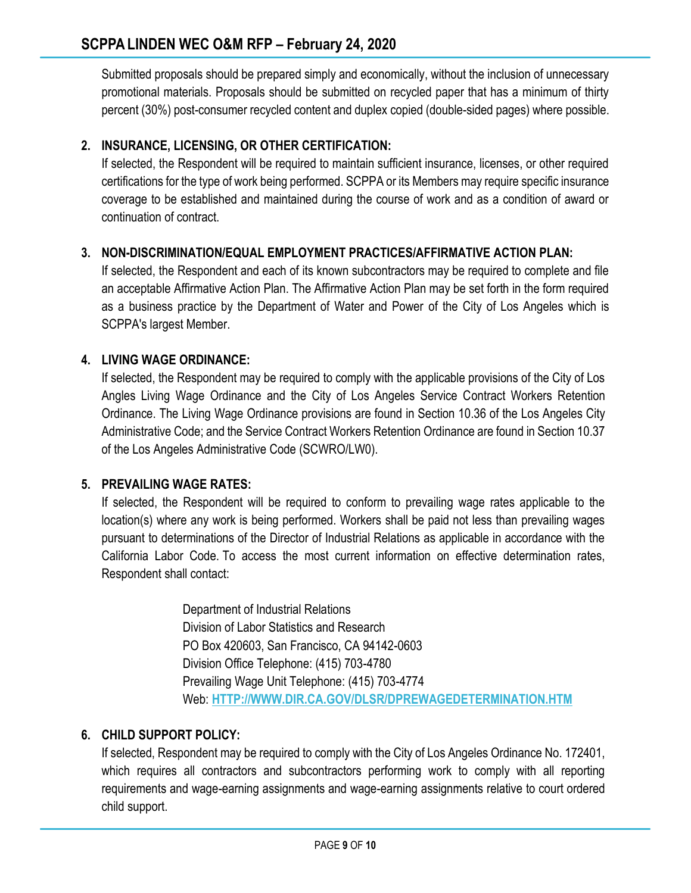Submitted proposals should be prepared simply and economically, without the inclusion of unnecessary promotional materials. Proposals should be submitted on recycled paper that has a minimum of thirty percent (30%) post-consumer recycled content and duplex copied (double-sided pages) where possible.

2. **INSURANCE, LICENSING, OR OTHER CERTIFICATION:**
   If selected, the Respondent will be required to maintain sufficient insurance, licenses, or other required certifications for the type of work being performed. SCPPA or its Members may require specific insurance coverage to be established and maintained during the course of work and as a condition of award or continuation of contract.

3. **NON-DISCRIMINATION/EQUAL EMPLOYMENT PRACTICES/AFFIRMATIVE ACTION PLAN:**
   If selected, the Respondent and each of its known subcontractors may be required to complete and file an acceptable Affirmative Action Plan. The Affirmative Action Plan may be set forth in the form required as a business practice by the Department of Water and Power of the City of Los Angeles which is SCPPA's largest Member.

4. **LIVING WAGE ORDINANCE:**
   If selected, the Respondent may be required to comply with the applicable provisions of the City of Los Angles Living Wage Ordinance and the City of Los Angeles Service Contract Workers Retention Ordinance. The Living Wage Ordinance provisions are found in Section 10.36 of the Los Angeles City Administrative Code; and the Service Contract Workers Retention Ordinance are found in Section 10.37 of the Los Angeles Administrative Code (SCWRO/LW0).

5. **PREVAILING WAGE RATES:**
   If selected, the Respondent will be required to conform to prevailing wage rates applicable to the location(s) where any work is being performed. Workers shall be paid not less than prevailing wages pursuant to determinations of the Director of Industrial Relations as applicable in accordance with the California Labor Code. To access the most current information on effective determination rates, Respondent shall contact:

   Department of Industrial Relations
   Division of Labor Statistics and Research
   PO Box 420603, San Francisco, CA 94142-0603
   Division Office Telephone: (415) 703-4780
   Prevailing Wage Unit Telephone: (415) 703-4774
   Web: HTTP://WWW.DIR.CA.GOV/DLSR/DPREWAGEDETERMINATION.HTM

6. **CHILD SUPPORT POLICY:**
   If selected, Respondent may be required to comply with the City of Los Angeles Ordinance No. 172401, which requires all contractors and subcontractors performing work to comply with all reporting requirements and wage-earning assignments and wage-earning assignments relative to court ordered child support.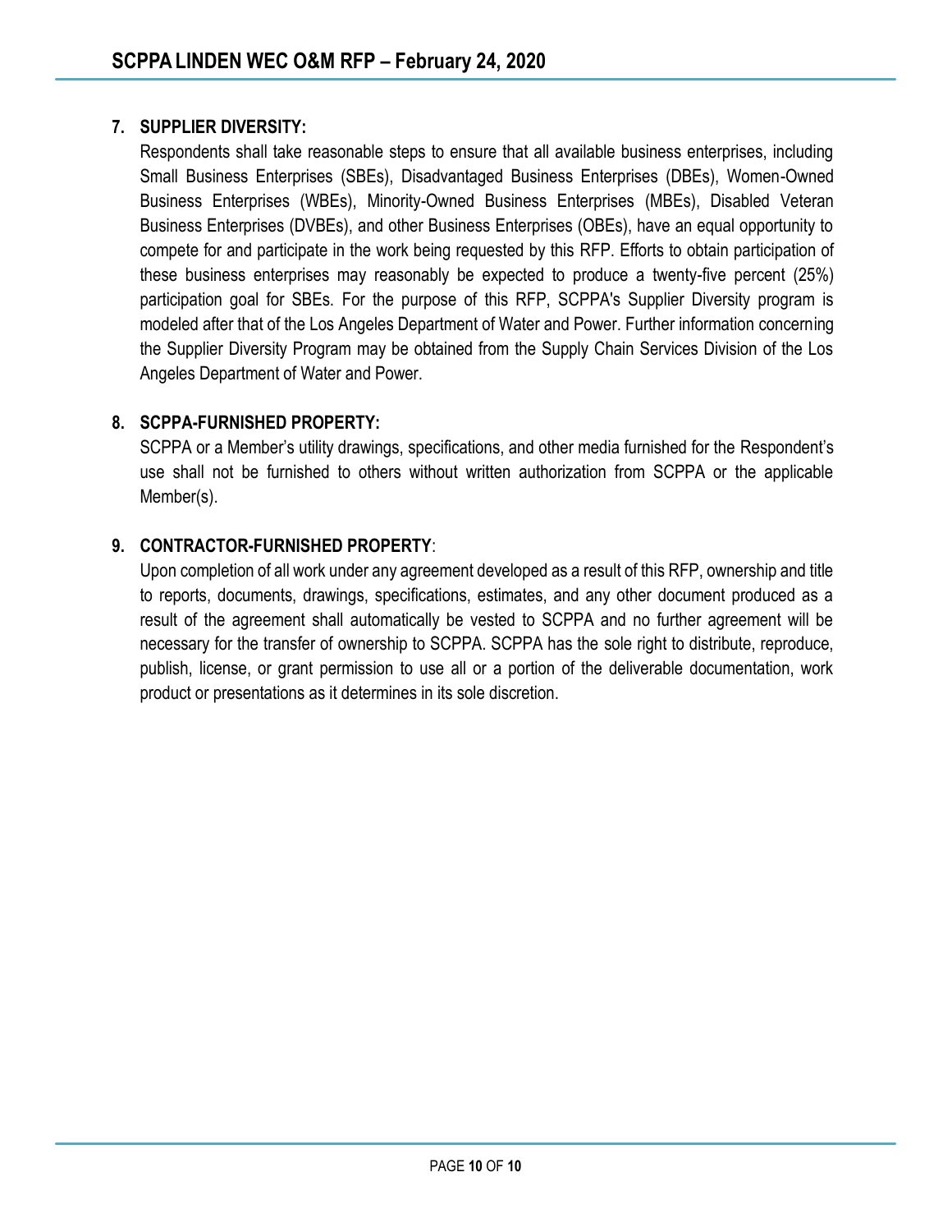**7. SUPPLIER DIVERSITY:**

Respondents shall take reasonable steps to ensure that all available business enterprises, including Small Business Enterprises (SBEs), Disadvantaged Business Enterprises (DBEs), Women-Owned Business Enterprises (WBEs), Minority-Owned Business Enterprises (MBEs), Disabled Veteran Business Enterprises (DVBEs), and other Business Enterprises (OBEs), have an equal opportunity to compete for and participate in the work being requested by this RFP. Efforts to obtain participation of these business enterprises may reasonably be expected to produce a twenty-five percent (25%) participation goal for SBEs. For the purpose of this RFP, SCPPA's Supplier Diversity program is modeled after that of the Los Angeles Department of Water and Power. Further information concerning the Supplier Diversity Program may be obtained from the Supply Chain Services Division of the Los Angeles Department of Water and Power.

**8. SCPPA-FURNISHED PROPERTY:**

SCPPA or a Member's utility drawings, specifications, and other media furnished for the Respondent's use shall not be furnished to others without written authorization from SCPPA or the applicable Member(s).

**9. CONTRACTOR-FURNISHED PROPERTY**:

Upon completion of all work under any agreement developed as a result of this RFP, ownership and title to reports, documents, drawings, specifications, estimates, and any other document produced as a result of the agreement shall automatically be vested to SCPPA and no further agreement will be necessary for the transfer of ownership to SCPPA. SCPPA has the sole right to distribute, reproduce, publish, license, or grant permission to use all or a portion of the deliverable documentation, work product or presentations as it determines in its sole discretion.